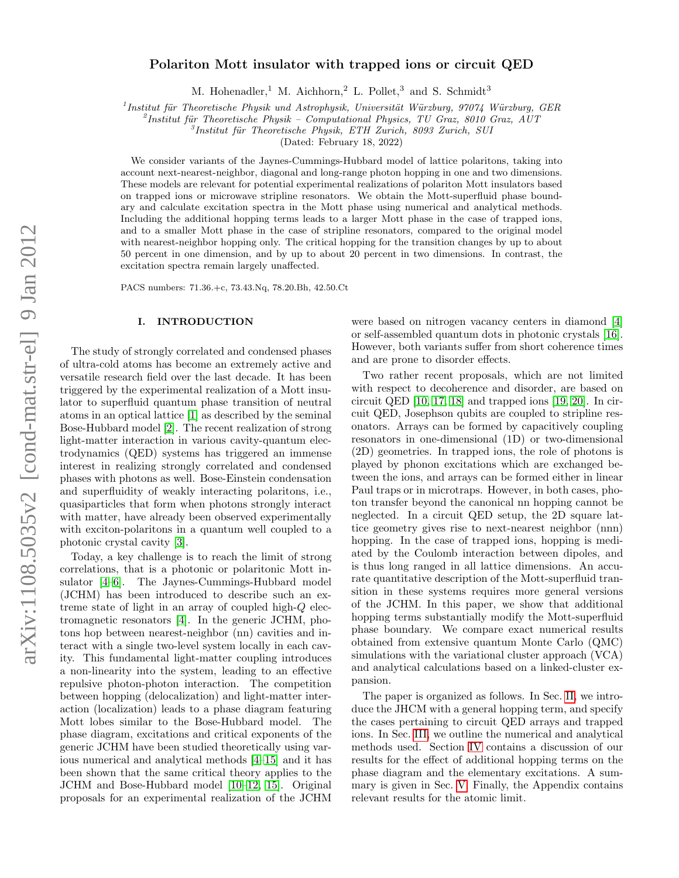# Polariton Mott insulator with trapped ions or circuit QED

M. Hohenadler,[1] M. Aichhorn,[2] L. Pollet,[3] and S. Schmidt[3]

[1] *Institut für Theoretische Physik und Astrophysik, Universität Würzburg, 97074 Würzburg, GER*
[2] *Institut für Theoretische Physik – Computational Physics, TU Graz, 8010 Graz, AUT*
[3] *Institut für Theoretische Physik, ETH Zurich, 8093 Zurich, SUI*
(Dated: February 18, 2022)

We consider variants of the Jaynes-Cummings-Hubbard model of lattice polaritons, taking into account next-nearest-neighbor, diagonal and long-range photon hopping in one and two dimensions. These models are relevant for potential experimental realizations of polariton Mott insulators based on trapped ions or microwave stripline resonators. We obtain the Mott-superfluid phase boundary and calculate excitation spectra in the Mott phase using numerical and analytical methods. Including the additional hopping terms leads to a larger Mott phase in the case of trapped ions, and to a smaller Mott phase in the case of stripline resonators, compared to the original model with nearest-neighbor hopping only. The critical hopping for the transition changes by up to about 50 percent in one dimension, and by up to about 20 percent in two dimensions. In contrast, the excitation spectra remain largely unaffected.

PACS numbers: 71.36.+c, 73.43.Nq, 78.20.Bh, 42.50.Ct

## I. INTRODUCTION

The study of strongly correlated and condensed phases of ultra-cold atoms has become an extremely active and versatile research field over the last decade. It has been triggered by the experimental realization of a Mott insulator to superfluid quantum phase transition of neutral atoms in an optical lattice [1] as described by the seminal Bose-Hubbard model [2]. The recent realization of strong light-matter interaction in various cavity-quantum electrodynamics (QED) systems has triggered an immense interest in realizing strongly correlated and condensed phases with photons as well. Bose-Einstein condensation and superfluidity of weakly interacting polaritons, i.e., quasiparticles that form when photons strongly interact with matter, have already been observed experimentally with exciton-polaritons in a quantum well coupled to a photonic crystal cavity [3].

Today, a key challenge is to reach the limit of strong correlations, that is a photonic or polaritonic Mott insulator [4–6]. The Jaynes-Cummings-Hubbard model (JCHM) has been introduced to describe such an extreme state of light in an array of coupled high-$Q$ electromagnetic resonators [4]. In the generic JCHM, photons hop between nearest-neighbor (nn) cavities and interact with a single two-level system locally in each cavity. This fundamental light-matter coupling introduces a non-linearity into the system, leading to an effective repulsive photon-photon interaction. The competition between hopping (delocalization) and light-matter interaction (localization) leads to a phase diagram featuring Mott lobes similar to the Bose-Hubbard model. The phase diagram, excitations and critical exponents of the generic JCHM have been studied theoretically using various numerical and analytical methods [4–15] and it has been shown that the same critical theory applies to the JCHM and Bose-Hubbard model [10–12, 15]. Original proposals for an experimental realization of the JCHM were based on nitrogen vacancy centers in diamond [4] or self-assembled quantum dots in photonic crystals [16]. However, both variants suffer from short coherence times and are prone to disorder effects.

Two rather recent proposals, which are not limited with respect to decoherence and disorder, are based on circuit QED [10, 17, 18] and trapped ions [19, 20]. In circuit QED, Josephson qubits are coupled to stripline resonators. Arrays can be formed by capacitively coupling resonators in one-dimensional (1D) or two-dimensional (2D) geometries. In trapped ions, the role of photons is played by phonon excitations which are exchanged between the ions, and arrays can be formed either in linear Paul traps or in microtraps. However, in both cases, photon transfer beyond the canonical nn hopping cannot be neglected. In a circuit QED setup, the 2D square lattice geometry gives rise to next-nearest neighbor (nnn) hopping. In the case of trapped ions, hopping is mediated by the Coulomb interaction between dipoles, and is thus long ranged in all lattice dimensions. An accurate quantitative description of the Mott-superfluid transition in these systems requires more general versions of the JCHM. In this paper, we show that additional hopping terms substantially modify the Mott-superfluid phase boundary. We compare exact numerical results obtained from extensive quantum Monte Carlo (QMC) simulations with the variational cluster approach (VCA) and analytical calculations based on a linked-cluster expansion.

The paper is organized as follows. In Sec. II, we introduce the JHCM with a general hopping term, and specify the cases pertaining to circuit QED arrays and trapped ions. In Sec. III, we outline the numerical and analytical methods used. Section IV contains a discussion of our results for the effect of additional hopping terms on the phase diagram and the elementary excitations. A summary is given in Sec. V. Finally, the Appendix contains relevant results for the atomic limit.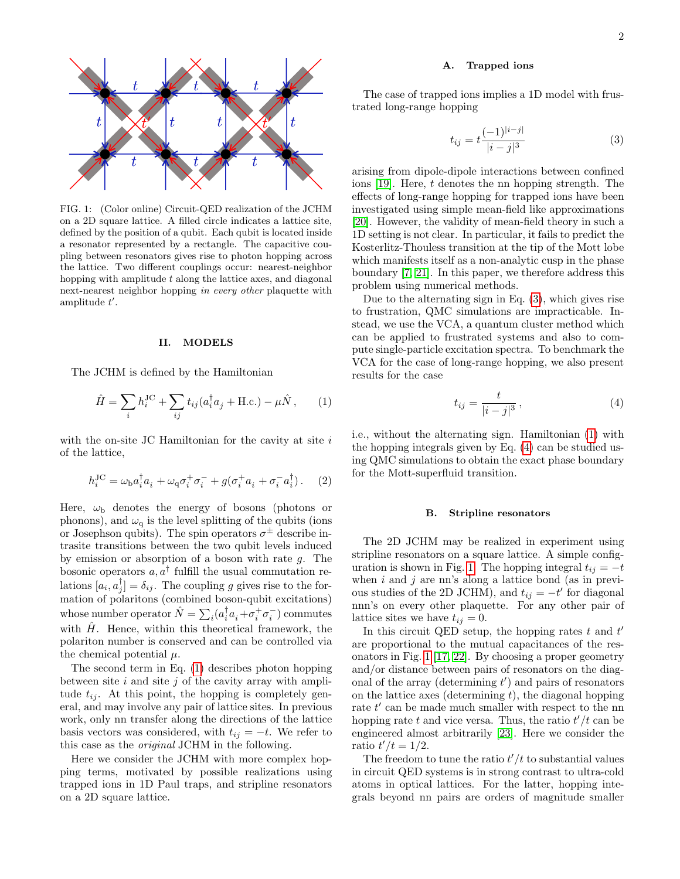FIG. 1: (Color online) Circuit-QED realization of the JCHM on a 2D square lattice. A filled circle indicates a lattice site, defined by the position of a qubit. Each qubit is located inside a resonator represented by a rectangle. The capacitive coupling between resonators gives rise to photon hopping across the lattice. Two different couplings occur: nearest-neighbor hopping with amplitude $t$ along the lattice axes, and diagonal next-nearest neighbor hopping *in every other* plaquette with amplitude $t'$.

## II. MODELS

The JCHM is defined by the Hamiltonian

$$\hat{H} = \sum_i h_i^{\rm JC} + \sum_{ij} t_{ij}(a_i^\dagger a_j + {\rm H.c.}) - \mu \hat{N}\,, \qquad (1)$$

with the on-site JC Hamiltonian for the cavity at site $i$ of the lattice,

$$h_i^{\rm JC} = \omega_{\rm b} a_i^\dagger a_i + \omega_{\rm q} \sigma_i^+ \sigma_i^- + g(\sigma_i^+ a_i + \sigma_i^- a_i^\dagger)\,. \qquad (2)$$

Here, $\omega_{\rm b}$ denotes the energy of bosons (photons or phonons), and $\omega_{\rm q}$ is the level splitting of the qubits (ions or Josephson qubits). The spin operators $\sigma^\pm$ describe intrasite transitions between the two qubit levels induced by emission or absorption of a boson with rate $g$. The bosonic operators $a, a^\dagger$ fulfill the usual commutation relations $[a_i, a_j^\dagger] = \delta_{ij}$. The coupling $g$ gives rise to the formation of polaritons (combined boson-qubit excitations) whose number operator $\hat{N} = \sum_i (a_i^\dagger a_i + \sigma_i^+ \sigma_i^-)$ commutes with $\hat{H}$. Hence, within this theoretical framework, the polariton number is conserved and can be controlled via the chemical potential $\mu$.

The second term in Eq. (1) describes photon hopping between site $i$ and site $j$ of the cavity array with amplitude $t_{ij}$. At this point, the hopping is completely general, and may involve any pair of lattice sites. In previous work, only nn transfer along the directions of the lattice basis vectors was considered, with $t_{ij} = -t$. We refer to this case as the *original* JCHM in the following.

Here we consider the JCHM with more complex hopping terms, motivated by possible realizations using trapped ions in 1D Paul traps, and stripline resonators on a 2D square lattice.

### A. Trapped ions

The case of trapped ions implies a 1D model with frustrated long-range hopping

$$t_{ij} = t\frac{(-1)^{|i-j|}}{|i-j|^3} \qquad (3)$$

arising from dipole-dipole interactions between confined ions [19]. Here, $t$ denotes the nn hopping strength. The effects of long-range hopping for trapped ions have been investigated using simple mean-field like approximations [20]. However, the validity of mean-field theory in such a 1D setting is not clear. In particular, it fails to predict the Kosterlitz-Thouless transition at the tip of the Mott lobe which manifests itself as a non-analytic cusp in the phase boundary [7, 21]. In this paper, we therefore address this problem using numerical methods.

Due to the alternating sign in Eq. (3), which gives rise to frustration, QMC simulations are impracticable. Instead, we use the VCA, a quantum cluster method which can be applied to frustrated systems and also to compute single-particle excitation spectra. To benchmark the VCA for the case of long-range hopping, we also present results for the case

$$t_{ij} = \frac{t}{|i-j|^3}\,, \qquad (4)$$

i.e., without the alternating sign. Hamiltonian (1) with the hopping integrals given by Eq. (4) can be studied using QMC simulations to obtain the exact phase boundary for the Mott-superfluid transition.

### B. Stripline resonators

The 2D JCHM may be realized in experiment using stripline resonators on a square lattice. A simple configuration is shown in Fig. 1. The hopping integral $t_{ij} = -t$ when $i$ and $j$ are nn's along a lattice bond (as in previous studies of the 2D JCHM), and $t_{ij} = -t'$ for diagonal nnn's on every other plaquette. For any other pair of lattice sites we have $t_{ij} = 0$.

In this circuit QED setup, the hopping rates $t$ and $t'$ are proportional to the mutual capacitances of the resonators in Fig. 1 [17, 22]. By choosing a proper geometry and/or distance between pairs of resonators on the diagonal of the array (determining $t'$) and pairs of resonators on the lattice axes (determining $t$), the diagonal hopping rate $t'$ can be made much smaller with respect to the nn hopping rate $t$ and vice versa. Thus, the ratio $t'/t$ can be engineered almost arbitrarily [23]. Here we consider the ratio $t'/t = 1/2$.

The freedom to tune the ratio $t'/t$ to substantial values in circuit QED systems is in strong contrast to ultra-cold atoms in optical lattices. For the latter, hopping integrals beyond nn pairs are orders of magnitude smaller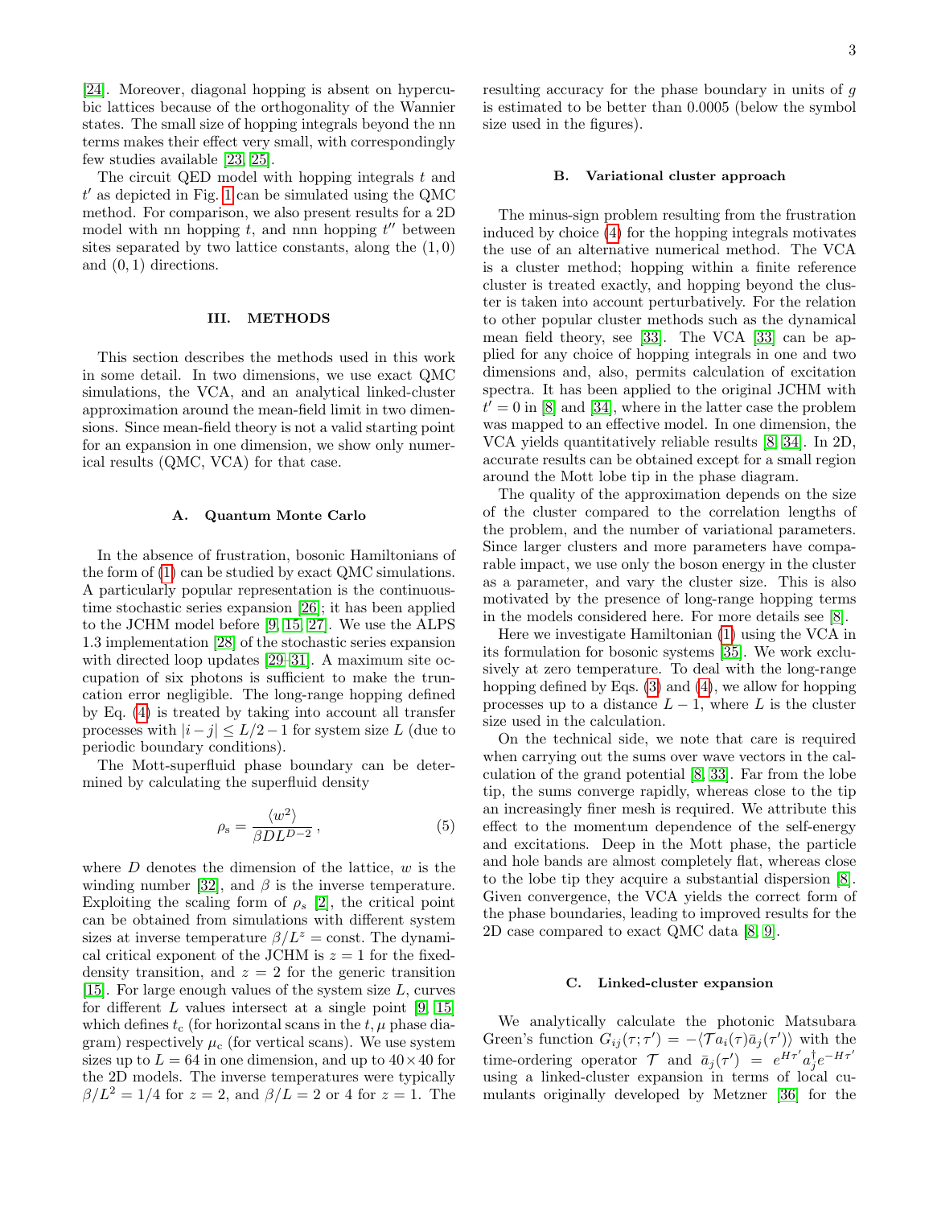[24]. Moreover, diagonal hopping is absent on hypercubic lattices because of the orthogonality of the Wannier states. The small size of hopping integrals beyond the nn terms makes their effect very small, with correspondingly few studies available [23, 25].

The circuit QED model with hopping integrals $t$ and $t'$ as depicted in Fig. 1 can be simulated using the QMC method. For comparison, we also present results for a 2D model with nn hopping $t$, and nnn hopping $t''$ between sites separated by two lattice constants, along the $(1,0)$ and $(0,1)$ directions.

## III. METHODS

This section describes the methods used in this work in some detail. In two dimensions, we use exact QMC simulations, the VCA, and an analytical linked-cluster approximation around the mean-field limit in two dimensions. Since mean-field theory is not a valid starting point for an expansion in one dimension, we show only numerical results (QMC, VCA) for that case.

### A. Quantum Monte Carlo

In the absence of frustration, bosonic Hamiltonians of the form of (1) can be studied by exact QMC simulations. A particularly popular representation is the continuous-time stochastic series expansion [26]; it has been applied to the JCHM model before [9, 15, 27]. We use the ALPS 1.3 implementation [28] of the stochastic series expansion with directed loop updates [29–31]. A maximum site occupation of six photons is sufficient to make the truncation error negligible. The long-range hopping defined by Eq. (4) is treated by taking into account all transfer processes with $|i-j| \leq L/2-1$ for system size $L$ (due to periodic boundary conditions).

The Mott-superfluid phase boundary can be determined by calculating the superfluid density

$$\rho_{\rm s} = \frac{\langle w^2 \rangle}{\beta D L^{D-2}}\,, \tag{5}$$

where $D$ denotes the dimension of the lattice, $w$ is the winding number [32], and $\beta$ is the inverse temperature. Exploiting the scaling form of $\rho_s$ [2], the critical point can be obtained from simulations with different system sizes at inverse temperature $\beta/L^z = $ const. The dynamical critical exponent of the JCHM is $z=1$ for the fixed-density transition, and $z=2$ for the generic transition [15]. For large enough values of the system size $L$, curves for different $L$ values intersect at a single point [9, 15] which defines $t_{\rm c}$ (for horizontal scans in the $t,\mu$ phase diagram) respectively $\mu_{\rm c}$ (for vertical scans). We use system sizes up to $L=64$ in one dimension, and up to $40\times 40$ for the 2D models. The inverse temperatures were typically $\beta/L^2 = 1/4$ for $z=2$, and $\beta/L = 2$ or 4 for $z=1$. The resulting accuracy for the phase boundary in units of $g$ is estimated to be better than 0.0005 (below the symbol size used in the figures).

### B. Variational cluster approach

The minus-sign problem resulting from the frustration induced by choice (4) for the hopping integrals motivates the use of an alternative numerical method. The VCA is a cluster method; hopping within a finite reference cluster is treated exactly, and hopping beyond the cluster is taken into account perturbatively. For the relation to other popular cluster methods such as the dynamical mean field theory, see [33]. The VCA [33] can be applied for any choice of hopping integrals in one and two dimensions and, also, permits calculation of excitation spectra. It has been applied to the original JCHM with $t'=0$ in [8] and [34], where in the latter case the problem was mapped to an effective model. In one dimension, the VCA yields quantitatively reliable results [8, 34]. In 2D, accurate results can be obtained except for a small region around the Mott lobe tip in the phase diagram.

The quality of the approximation depends on the size of the cluster compared to the correlation lengths of the problem, and the number of variational parameters. Since larger clusters and more parameters have comparable impact, we use only the boson energy in the cluster as a parameter, and vary the cluster size. This is also motivated by the presence of long-range hopping terms in the models considered here. For more details see [8].

Here we investigate Hamiltonian (1) using the VCA in its formulation for bosonic systems [35]. We work exclusively at zero temperature. To deal with the long-range hopping defined by Eqs. (3) and (4), we allow for hopping processes up to a distance $L-1$, where $L$ is the cluster size used in the calculation.

On the technical side, we note that care is required when carrying out the sums over wave vectors in the calculation of the grand potential [8, 33]. Far from the lobe tip, the sums converge rapidly, whereas close to the tip an increasingly finer mesh is required. We attribute this effect to the momentum dependence of the self-energy and excitations. Deep in the Mott phase, the particle and hole bands are almost completely flat, whereas close to the lobe tip they acquire a substantial dispersion [8]. Given convergence, the VCA yields the correct form of the phase boundaries, leading to improved results for the 2D case compared to exact QMC data [8, 9].

### C. Linked-cluster expansion

We analytically calculate the photonic Matsubara Green's function $G_{ij}(\tau;\tau') = -\langle \mathcal{T} a_i(\tau)\bar{a}_j(\tau')\rangle$ with the time-ordering operator $\mathcal{T}$ and $\bar{a}_j(\tau') = e^{H\tau'} a_j^\dagger e^{-H\tau'}$ using a linked-cluster expansion in terms of local cumulants originally developed by Metzner [36] for the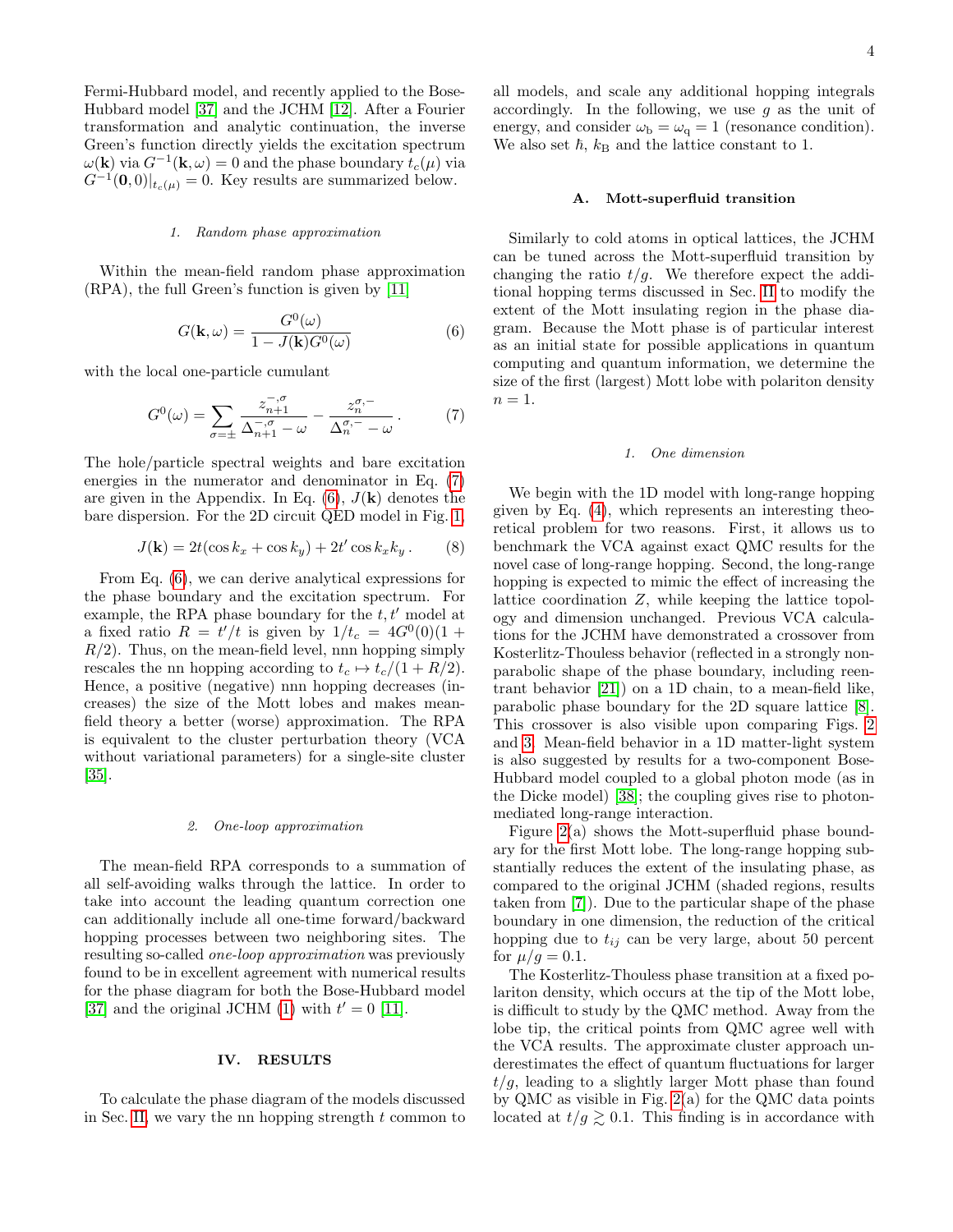Fermi-Hubbard model, and recently applied to the Bose-Hubbard model [37] and the JCHM [12]. After a Fourier transformation and analytic continuation, the inverse Green's function directly yields the excitation spectrum $\omega(\mathbf{k})$ via $G^{-1}(\mathbf{k},\omega)=0$ and the phase boundary $t_c(\mu)$ via $G^{-1}(\mathbf{0},0)|_{t_c(\mu)}=0$. Key results are summarized below.

#### 1. Random phase approximation

Within the mean-field random phase approximation (RPA), the full Green's function is given by [11]

$$G(\mathbf{k},\omega)=\frac{G^0(\omega)}{1-J(\mathbf{k})G^0(\omega)} \tag{6}$$

with the local one-particle cumulant

$$G^0(\omega)=\sum_{\sigma=\pm}\frac{z^{-,\sigma}_{n+1}}{\Delta^{-,\sigma}_{n+1}-\omega}-\frac{z^{\sigma,-}_{n}}{\Delta^{\sigma,-}_{n}-\omega}\,. \tag{7}$$

The hole/particle spectral weights and bare excitation energies in the numerator and denominator in Eq. (7) are given in the Appendix. In Eq. (6), $J(\mathbf{k})$ denotes the bare dispersion. For the 2D circuit QED model in Fig. 1,

$$J(\mathbf{k})=2t(\cos k_x+\cos k_y)+2t'\cos k_xk_y\,. \tag{8}$$

From Eq. (6), we can derive analytical expressions for the phase boundary and the excitation spectrum. For example, the RPA phase boundary for the $t,t'$ model at a fixed ratio $R=t'/t$ is given by $1/t_c=4G^0(0)(1+R/2)$. Thus, on the mean-field level, nnn hopping simply rescales the nn hopping according to $t_c\mapsto t_c/(1+R/2)$. Hence, a positive (negative) nnn hopping decreases (increases) the size of the Mott lobes and makes mean-field theory a better (worse) approximation. The RPA is equivalent to the cluster perturbation theory (VCA without variational parameters) for a single-site cluster [35].

#### 2. One-loop approximation

The mean-field RPA corresponds to a summation of all self-avoiding walks through the lattice. In order to take into account the leading quantum correction one can additionally include all one-time forward/backward hopping processes between two neighboring sites. The resulting so-called *one-loop approximation* was previously found to be in excellent agreement with numerical results for the phase diagram for both the Bose-Hubbard model [37] and the original JCHM (1) with $t'=0$ [11].

## IV. RESULTS

To calculate the phase diagram of the models discussed in Sec. II, we vary the nn hopping strength $t$ common to all models, and scale any additional hopping integrals accordingly. In the following, we use $g$ as the unit of energy, and consider $\omega_\mathrm{b}=\omega_\mathrm{q}=1$ (resonance condition). We also set $\hbar$, $k_\mathrm{B}$ and the lattice constant to 1.

### A. Mott-superfluid transition

Similarly to cold atoms in optical lattices, the JCHM can be tuned across the Mott-superfluid transition by changing the ratio $t/g$. We therefore expect the additional hopping terms discussed in Sec. II to modify the extent of the Mott insulating region in the phase diagram. Because the Mott phase is of particular interest as an initial state for possible applications in quantum computing and quantum information, we determine the size of the first (largest) Mott lobe with polariton density $n=1$.

#### 1. One dimension

We begin with the 1D model with long-range hopping given by Eq. (4), which represents an interesting theoretical problem for two reasons. First, it allows us to benchmark the VCA against exact QMC results for the novel case of long-range hopping. Second, the long-range hopping is expected to mimic the effect of increasing the lattice coordination $Z$, while keeping the lattice topology and dimension unchanged. Previous VCA calculations for the JCHM have demonstrated a crossover from Kosterlitz-Thouless behavior (reflected in a strongly non-parabolic shape of the phase boundary, including reentrant behavior [21]) on a 1D chain, to a mean-field like, parabolic phase boundary for the 2D square lattice [8]. This crossover is also visible upon comparing Figs. 2 and 3. Mean-field behavior in a 1D matter-light system is also suggested by results for a two-component Bose-Hubbard model coupled to a global photon mode (as in the Dicke model) [38]; the coupling gives rise to photon-mediated long-range interaction.

Figure 2(a) shows the Mott-superfluid phase boundary for the first Mott lobe. The long-range hopping substantially reduces the extent of the insulating phase, as compared to the original JCHM (shaded regions, results taken from [7]). Due to the particular shape of the phase boundary in one dimension, the reduction of the critical hopping due to $t_{ij}$ can be very large, about 50 percent for $\mu/g=0.1$.

The Kosterlitz-Thouless phase transition at a fixed polariton density, which occurs at the tip of the Mott lobe, is difficult to study by the QMC method. Away from the lobe tip, the critical points from QMC agree well with the VCA results. The approximate cluster approach underestimates the effect of quantum fluctuations for larger $t/g$, leading to a slightly larger Mott phase than found by QMC as visible in Fig. 2(a) for the QMC data points located at $t/g\gtrsim 0.1$. This finding is in accordance with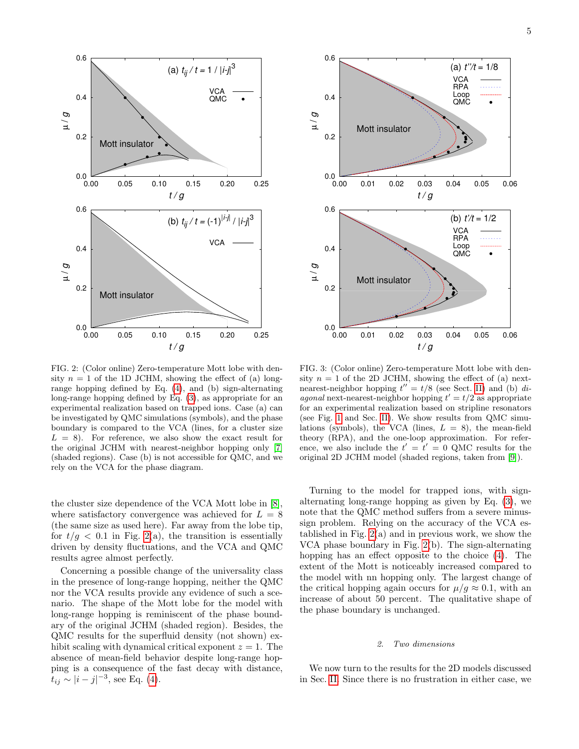FIG. 2: (Color online) Zero-temperature Mott lobe with density $n = 1$ of the 1D JCHM, showing the effect of (a) long-range hopping defined by Eq. (4), and (b) sign-alternating long-range hopping defined by Eq. (3), as appropriate for an experimental realization based on trapped ions. Case (a) can be investigated by QMC simulations (symbols), and the phase boundary is compared to the VCA (lines, for a cluster size $L = 8$). For reference, we also show the exact result for the original JCHM with nearest-neighbor hopping only [7] (shaded regions). Case (b) is not accessible for QMC, and we rely on the VCA for the phase diagram.

FIG. 3: (Color online) Zero-temperature Mott lobe with density $n = 1$ of the 2D JCHM, showing the effect of (a) next-nearest-neighbor hopping $t'' = t/8$ (see Sect. II) and (b) *diagonal* next-nearest-neighbor hopping $t' = t/2$ as appropriate for an experimental realization based on stripline resonators (see Fig. 1 and Sec. II). We show results from QMC simulations (symbols), the VCA (lines, $L = 8$), the mean-field theory (RPA), and the one-loop approximation. For reference, we also include the $t' = t' = 0$ QMC results for the original 2D JCHM model (shaded regions, taken from [9]).

the cluster size dependence of the VCA Mott lobe in [8], where satisfactory convergence was achieved for $L = 8$ (the same size as used here). Far away from the lobe tip, for $t/g < 0.1$ in Fig. 2(a), the transition is essentially driven by density fluctuations, and the VCA and QMC results agree almost perfectly.

Concerning a possible change of the universality class in the presence of long-range hopping, neither the QMC nor the VCA results provide any evidence of such a scenario. The shape of the Mott lobe for the model with long-range hopping is reminiscent of the phase boundary of the original JCHM (shaded region). Besides, the QMC results for the superfluid density (not shown) exhibit scaling with dynamical critical exponent $z = 1$. The absence of mean-field behavior despite long-range hopping is a consequence of the fast decay with distance, $t_{ij} \sim |i - j|^{-3}$, see Eq. (4).

Turning to the model for trapped ions, with sign-alternating long-range hopping as given by Eq. (3), we note that the QMC method suffers from a severe minus-sign problem. Relying on the accuracy of the VCA established in Fig. 2(a) and in previous work, we show the VCA phase boundary in Fig. 2(b). The sign-alternating hopping has an effect opposite to the choice (4). The extent of the Mott is noticeably increased compared to the model with nn hopping only. The largest change of the critical hopping again occurs for $\mu/g \approx 0.1$, with an increase of about 50 percent. The qualitative shape of the phase boundary is unchanged.

### 2. Two dimensions

We now turn to the results for the 2D models discussed in Sec. II. Since there is no frustration in either case, we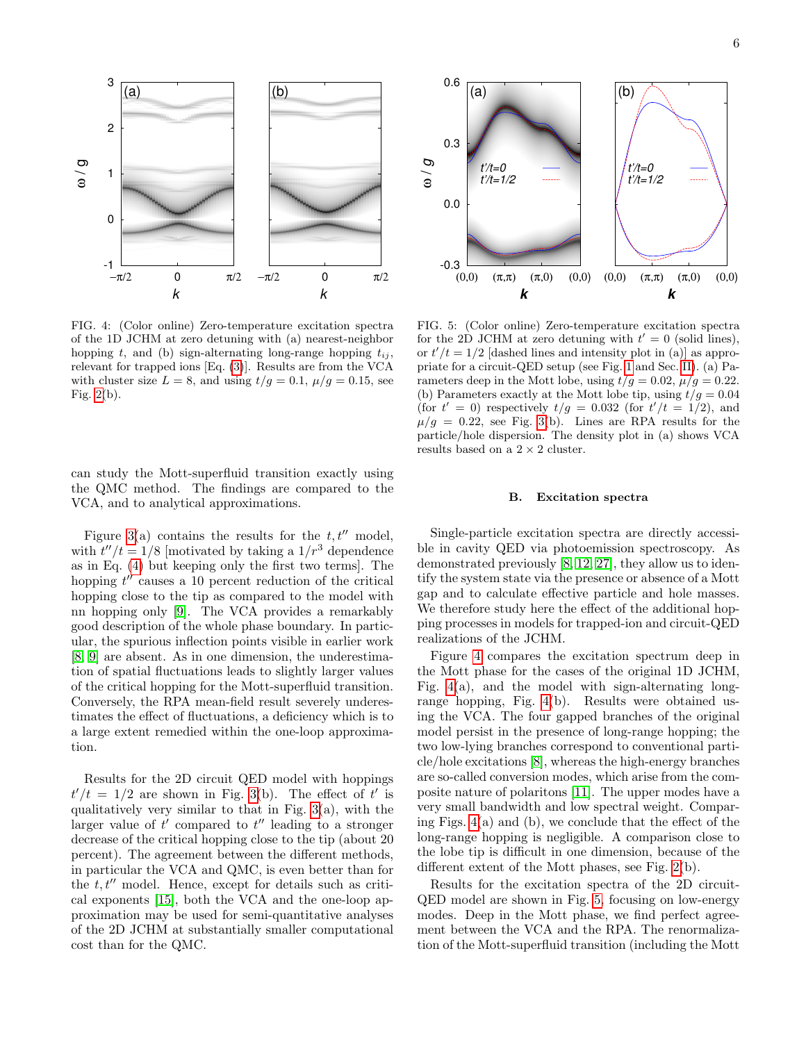FIG. 4: (Color online) Zero-temperature excitation spectra of the 1D JCHM at zero detuning with (a) nearest-neighbor hopping $t$, and (b) sign-alternating long-range hopping $t_{ij}$, relevant for trapped ions [Eq. (3)]. Results are from the VCA with cluster size $L = 8$, and using $t/g = 0.1$, $\mu/g = 0.15$, see Fig. 2(b).

FIG. 5: (Color online) Zero-temperature excitation spectra for the 2D JCHM at zero detuning with $t' = 0$ (solid lines), or $t'/t = 1/2$ [dashed lines and intensity plot in (a)] as appropriate for a circuit-QED setup (see Fig. 1 and Sec. II). (a) Parameters deep in the Mott lobe, using $t/g = 0.02$, $\mu/g = 0.22$. (b) Parameters exactly at the Mott lobe tip, using $t/g = 0.04$ (for $t' = 0$) respectively $t/g = 0.032$ (for $t'/t = 1/2$), and $\mu/g = 0.22$, see Fig. 3(b). Lines are RPA results for the particle/hole dispersion. The density plot in (a) shows VCA results based on a $2 \times 2$ cluster.

can study the Mott-superfluid transition exactly using the QMC method. The findings are compared to the VCA, and to analytical approximations.

Figure 3(a) contains the results for the $t, t''$ model, with $t''/t = 1/8$ [motivated by taking a $1/r^3$ dependence as in Eq. (4) but keeping only the first two terms]. The hopping $t''$ causes a 10 percent reduction of the critical hopping close to the tip as compared to the model with nn hopping only [9]. The VCA provides a remarkably good description of the whole phase boundary. In particular, the spurious inflection points visible in earlier work [8, 9] are absent. As in one dimension, the underestimation of spatial fluctuations leads to slightly larger values of the critical hopping for the Mott-superfluid transition. Conversely, the RPA mean-field result severely underestimates the effect of fluctuations, a deficiency which is to a large extent remedied within the one-loop approximation.

Results for the 2D circuit QED model with hoppings $t'/t = 1/2$ are shown in Fig. 3(b). The effect of $t'$ is qualitatively very similar to that in Fig. 3(a), with the larger value of $t'$ compared to $t''$ leading to a stronger decrease of the critical hopping close to the tip (about 20 percent). The agreement between the different methods, in particular the VCA and QMC, is even better than for the $t, t''$ model. Hence, except for details such as critical exponents [15], both the VCA and the one-loop approximation may be used for semi-quantitative analyses of the 2D JCHM at substantially smaller computational cost than for the QMC.

### B. Excitation spectra

Single-particle excitation spectra are directly accessible in cavity QED via photoemission spectroscopy. As demonstrated previously [8, 12, 27], they allow us to identify the system state via the presence or absence of a Mott gap and to calculate effective particle and hole masses. We therefore study here the effect of the additional hopping processes in models for trapped-ion and circuit-QED realizations of the JCHM.

Figure 4 compares the excitation spectrum deep in the Mott phase for the cases of the original 1D JCHM, Fig. 4(a), and the model with sign-alternating long-range hopping, Fig. 4(b). Results were obtained using the VCA. The four gapped branches of the original model persist in the presence of long-range hopping; the two low-lying branches correspond to conventional particle/hole excitations [8], whereas the high-energy branches are so-called conversion modes, which arise from the composite nature of polaritons [11]. The upper modes have a very small bandwidth and low spectral weight. Comparing Figs. 4(a) and (b), we conclude that the effect of the long-range hopping is negligible. A comparison close to the lobe tip is difficult in one dimension, because of the different extent of the Mott phases, see Fig. 2(b).

Results for the excitation spectra of the 2D circuit-QED model are shown in Fig. 5, focusing on low-energy modes. Deep in the Mott phase, we find perfect agreement between the VCA and the RPA. The renormalization of the Mott-superfluid transition (including the Mott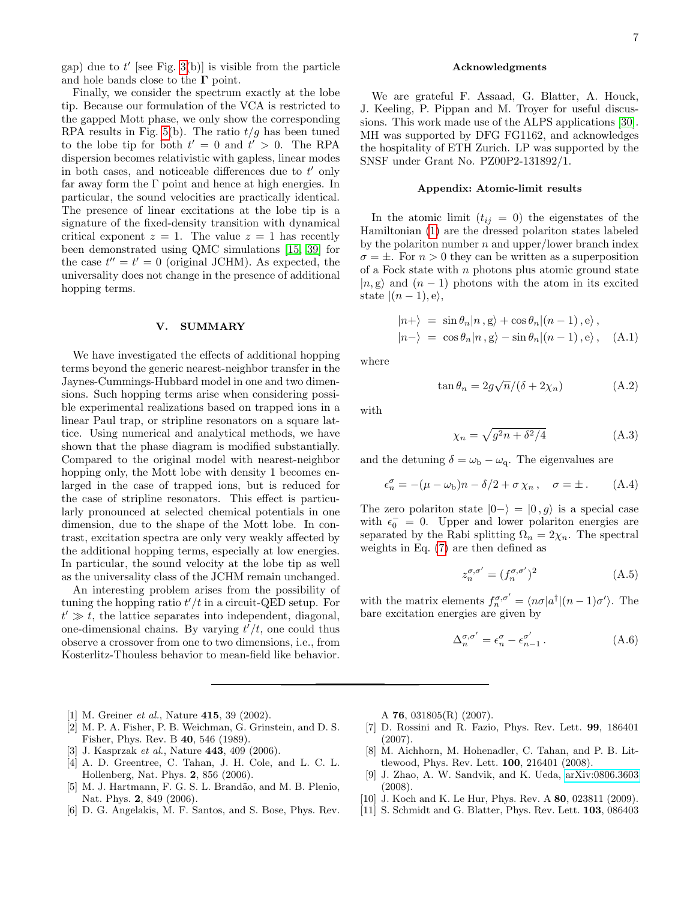gap) due to $t'$ [see Fig. 3(b)] is visible from the particle and hole bands close to the $\mathbf{\Gamma}$ point.

Finally, we consider the spectrum exactly at the lobe tip. Because our formulation of the VCA is restricted to the gapped Mott phase, we only show the corresponding RPA results in Fig. 5(b). The ratio $t/g$ has been tuned to the lobe tip for both $t' = 0$ and $t' > 0$. The RPA dispersion becomes relativistic with gapless, linear modes in both cases, and noticeable differences due to $t'$ only far away form the $\Gamma$ point and hence at high energies. In particular, the sound velocities are practically identical. The presence of linear excitations at the lobe tip is a signature of the fixed-density transition with dynamical critical exponent $z = 1$. The value $z = 1$ has recently been demonstrated using QMC simulations [15, 39] for the case $t'' = t' = 0$ (original JCHM). As expected, the universality does not change in the presence of additional hopping terms.

## V. SUMMARY

We have investigated the effects of additional hopping terms beyond the generic nearest-neighbor transfer in the Jaynes-Cummings-Hubbard model in one and two dimensions. Such hopping terms arise when considering possible experimental realizations based on trapped ions in a linear Paul trap, or stripline resonators on a square lattice. Using numerical and analytical methods, we have shown that the phase diagram is modified substantially. Compared to the original model with nearest-neighbor hopping only, the Mott lobe with density 1 becomes enlarged in the case of trapped ions, but is reduced for the case of stripline resonators. This effect is particularly pronounced at selected chemical potentials in one dimension, due to the shape of the Mott lobe. In contrast, excitation spectra are only very weakly affected by the additional hopping terms, especially at low energies. In particular, the sound velocity at the lobe tip as well as the universality class of the JCHM remain unchanged.

An interesting problem arises from the possibility of tuning the hopping ratio $t'/t$ in a circuit-QED setup. For $t' \gg t$, the lattice separates into independent, diagonal, one-dimensional chains. By varying $t'/t$, one could thus observe a crossover from one to two dimensions, i.e., from Kosterlitz-Thouless behavior to mean-field like behavior.

### Acknowledgments

We are grateful F. Assaad, G. Blatter, A. Houck, J. Keeling, P. Pippan and M. Troyer for useful discussions. This work made use of the ALPS applications [30]. MH was supported by DFG FG1162, and acknowledges the hospitality of ETH Zurich. LP was supported by the SNSF under Grant No. PZ00P2-131892/1.

### Appendix: Atomic-limit results

In the atomic limit ($t_{ij} = 0$) the eigenstates of the Hamiltonian (1) are the dressed polariton states labeled by the polariton number $n$ and upper/lower branch index $\sigma = \pm$. For $n > 0$ they can be written as a superposition of a Fock state with $n$ photons plus atomic ground state $|n,\mathrm{g}\rangle$ and $(n-1)$ photons with the atom in its excited state $|(n-1),\mathrm{e}\rangle$,

$$
\begin{aligned}
|n+\rangle &= \sin\theta_n |n\,,\mathrm{g}\rangle + \cos\theta_n |(n-1)\,,\mathrm{e}\rangle\,, \\
|n-\rangle &= \cos\theta_n |n\,,\mathrm{g}\rangle - \sin\theta_n |(n-1)\,,\mathrm{e}\rangle\,, \qquad \text{(A.1)}
\end{aligned}
$$

where

$$
\tan\theta_n = 2g\sqrt{n}/(\delta + 2\chi_n) \qquad \text{(A.2)}
$$

with

$$
\chi_n = \sqrt{g^2 n + \delta^2/4} \qquad \text{(A.3)}
$$

and the detuning $\delta = \omega_\mathrm{b} - \omega_\mathrm{q}$. The eigenvalues are

$$
\epsilon_n^\sigma = -(\mu - \omega_\mathrm{b})n - \delta/2 + \sigma\,\chi_n\,, \quad \sigma = \pm\,. \qquad \text{(A.4)}
$$

The zero polariton state $|0-\rangle = |0\,,g\rangle$ is a special case with $\epsilon_0^- = 0$. Upper and lower polariton energies are separated by the Rabi splitting $\Omega_n = 2\chi_n$. The spectral weights in Eq. (7) are then defined as

$$
z_n^{\sigma,\sigma'} = (f_n^{\sigma,\sigma'})^2 \qquad \text{(A.5)}
$$

with the matrix elements $f_n^{\sigma,\sigma'} = \langle n\sigma | a^\dagger | (n-1)\sigma'\rangle$. The bare excitation energies are given by

$$
\Delta_n^{\sigma,\sigma'} = \epsilon_n^\sigma - \epsilon_{n-1}^{\sigma'}\,. \qquad \text{(A.6)}
$$

---

[1] M. Greiner *et al.*, Nature **415**, 39 (2002).
[2] M. P. A. Fisher, P. B. Weichman, G. Grinstein, and D. S. Fisher, Phys. Rev. B **40**, 546 (1989).
[3] J. Kasprzak *et al.*, Nature **443**, 409 (2006).
[4] A. D. Greentree, C. Tahan, J. H. Cole, and L. C. L. Hollenberg, Nat. Phys. **2**, 856 (2006).
[5] M. J. Hartmann, F. G. S. L. Brandão, and M. B. Plenio, Nat. Phys. **2**, 849 (2006).
[6] D. G. Angelakis, M. F. Santos, and S. Bose, Phys. Rev. A **76**, 031805(R) (2007).
[7] D. Rossini and R. Fazio, Phys. Rev. Lett. **99**, 186401 (2007).
[8] M. Aichhorn, M. Hohenadler, C. Tahan, and P. B. Littlewood, Phys. Rev. Lett. **100**, 216401 (2008).
[9] J. Zhao, A. W. Sandvik, and K. Ueda, arXiv:0806.3603 (2008).
[10] J. Koch and K. Le Hur, Phys. Rev. A **80**, 023811 (2009).
[11] S. Schmidt and G. Blatter, Phys. Rev. Lett. **103**, 086403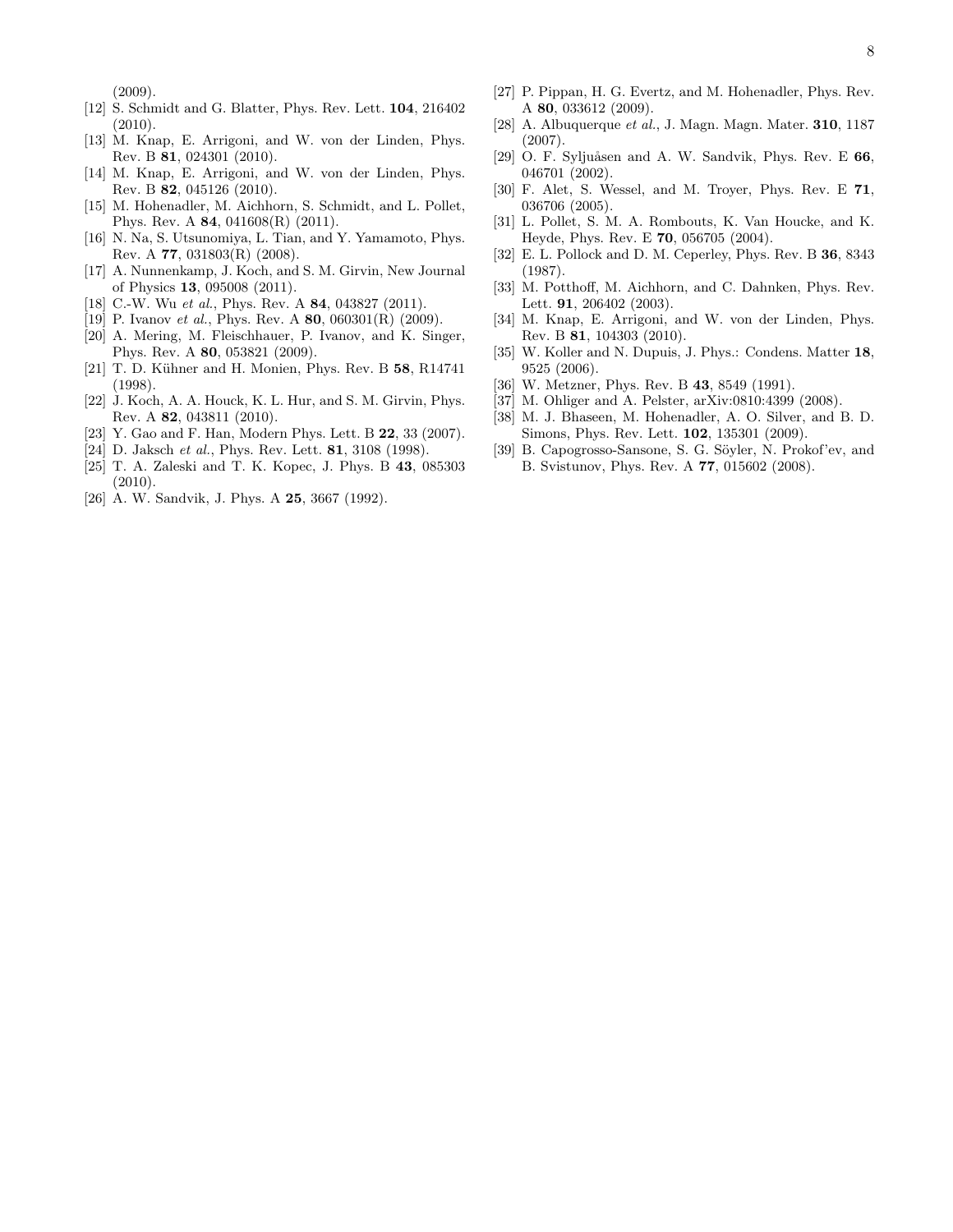(2009).

[12] S. Schmidt and G. Blatter, Phys. Rev. Lett. **104**, 216402 (2010).

[13] M. Knap, E. Arrigoni, and W. von der Linden, Phys. Rev. B **81**, 024301 (2010).

[14] M. Knap, E. Arrigoni, and W. von der Linden, Phys. Rev. B **82**, 045126 (2010).

[15] M. Hohenadler, M. Aichhorn, S. Schmidt, and L. Pollet, Phys. Rev. A **84**, 041608(R) (2011).

[16] N. Na, S. Utsunomiya, L. Tian, and Y. Yamamoto, Phys. Rev. A **77**, 031803(R) (2008).

[17] A. Nunnenkamp, J. Koch, and S. M. Girvin, New Journal of Physics **13**, 095008 (2011).

[18] C.-W. Wu *et al.*, Phys. Rev. A **84**, 043827 (2011).

[19] P. Ivanov *et al.*, Phys. Rev. A **80**, 060301(R) (2009).

[20] A. Mering, M. Fleischhauer, P. Ivanov, and K. Singer, Phys. Rev. A **80**, 053821 (2009).

[21] T. D. Kühner and H. Monien, Phys. Rev. B **58**, R14741 (1998).

[22] J. Koch, A. A. Houck, K. L. Hur, and S. M. Girvin, Phys. Rev. A **82**, 043811 (2010).

[23] Y. Gao and F. Han, Modern Phys. Lett. B **22**, 33 (2007).

[24] D. Jaksch *et al.*, Phys. Rev. Lett. **81**, 3108 (1998).

[25] T. A. Zaleski and T. K. Kopec, J. Phys. B **43**, 085303 (2010).

[26] A. W. Sandvik, J. Phys. A **25**, 3667 (1992).

[27] P. Pippan, H. G. Evertz, and M. Hohenadler, Phys. Rev. A **80**, 033612 (2009).

[28] A. Albuquerque *et al.*, J. Magn. Magn. Mater. **310**, 1187 (2007).

[29] O. F. Syljuåsen and A. W. Sandvik, Phys. Rev. E **66**, 046701 (2002).

[30] F. Alet, S. Wessel, and M. Troyer, Phys. Rev. E **71**, 036706 (2005).

[31] L. Pollet, S. M. A. Rombouts, K. Van Houcke, and K. Heyde, Phys. Rev. E **70**, 056705 (2004).

[32] E. L. Pollock and D. M. Ceperley, Phys. Rev. B **36**, 8343 (1987).

[33] M. Potthoff, M. Aichhorn, and C. Dahnken, Phys. Rev. Lett. **91**, 206402 (2003).

[34] M. Knap, E. Arrigoni, and W. von der Linden, Phys. Rev. B **81**, 104303 (2010).

[35] W. Koller and N. Dupuis, J. Phys.: Condens. Matter **18**, 9525 (2006).

[36] W. Metzner, Phys. Rev. B **43**, 8549 (1991).

[37] M. Ohliger and A. Pelster, arXiv:0810:4399 (2008).

[38] M. J. Bhaseen, M. Hohenadler, A. O. Silver, and B. D. Simons, Phys. Rev. Lett. **102**, 135301 (2009).

[39] B. Capogrosso-Sansone, S. G. Söyler, N. Prokof'ev, and B. Svistunov, Phys. Rev. A **77**, 015602 (2008).